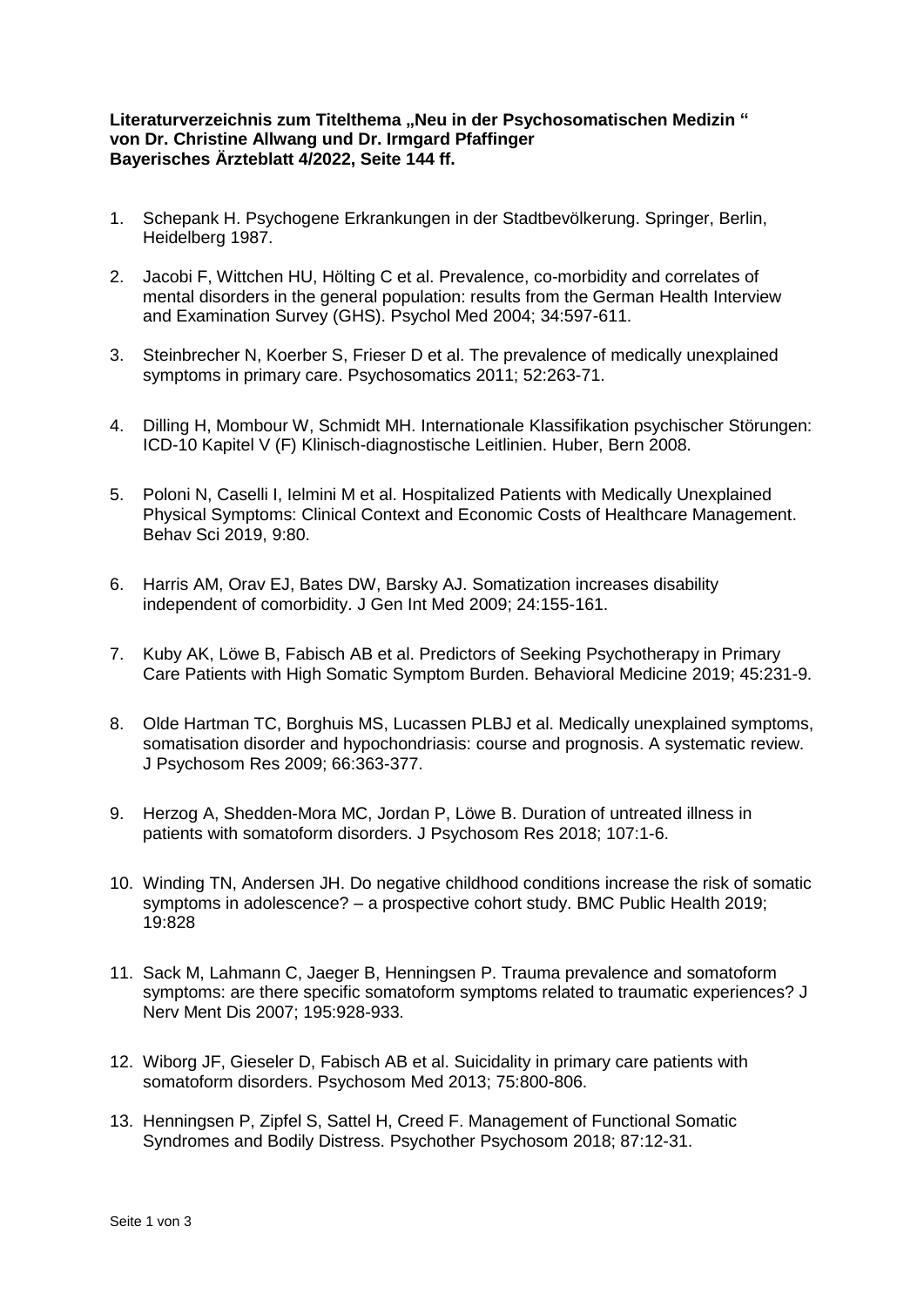**Literaturverzeichnis zum Titelthema „Neu in der Psychosomatischen Medizin "**
**von Dr. Christine Allwang und Dr. Irmgard Pfaffinger**
**Bayerisches Ärzteblatt 4/2022, Seite 144 ff.**

1. Schepank H. Psychogene Erkrankungen in der Stadtbevölkerung. Springer, Berlin, Heidelberg 1987.

2. Jacobi F, Wittchen HU, Hölting C et al. Prevalence, co-morbidity and correlates of mental disorders in the general population: results from the German Health Interview and Examination Survey (GHS). Psychol Med 2004; 34:597-611.

3. Steinbrecher N, Koerber S, Frieser D et al. The prevalence of medically unexplained symptoms in primary care. Psychosomatics 2011; 52:263-71.

4. Dilling H, Mombour W, Schmidt MH. Internationale Klassifikation psychischer Störungen: ICD-10 Kapitel V (F) Klinisch-diagnostische Leitlinien. Huber, Bern 2008.

5. Poloni N, Caselli I, Ielmini M et al. Hospitalized Patients with Medically Unexplained Physical Symptoms: Clinical Context and Economic Costs of Healthcare Management. Behav Sci 2019, 9:80.

6. Harris AM, Orav EJ, Bates DW, Barsky AJ. Somatization increases disability independent of comorbidity. J Gen Int Med 2009; 24:155-161.

7. Kuby AK, Löwe B, Fabisch AB et al. Predictors of Seeking Psychotherapy in Primary Care Patients with High Somatic Symptom Burden. Behavioral Medicine 2019; 45:231-9.

8. Olde Hartman TC, Borghuis MS, Lucassen PLBJ et al. Medically unexplained symptoms, somatisation disorder and hypochondriasis: course and prognosis. A systematic review. J Psychosom Res 2009; 66:363-377.

9. Herzog A, Shedden-Mora MC, Jordan P, Löwe B. Duration of untreated illness in patients with somatoform disorders. J Psychosom Res 2018; 107:1-6.

10. Winding TN, Andersen JH. Do negative childhood conditions increase the risk of somatic symptoms in adolescence? – a prospective cohort study. BMC Public Health 2019; 19:828

11. Sack M, Lahmann C, Jaeger B, Henningsen P. Trauma prevalence and somatoform symptoms: are there specific somatoform symptoms related to traumatic experiences? J Nerv Ment Dis 2007; 195:928-933.

12. Wiborg JF, Gieseler D, Fabisch AB et al. Suicidality in primary care patients with somatoform disorders. Psychosom Med 2013; 75:800-806.

13. Henningsen P, Zipfel S, Sattel H, Creed F. Management of Functional Somatic Syndromes and Bodily Distress. Psychother Psychosom 2018; 87:12-31.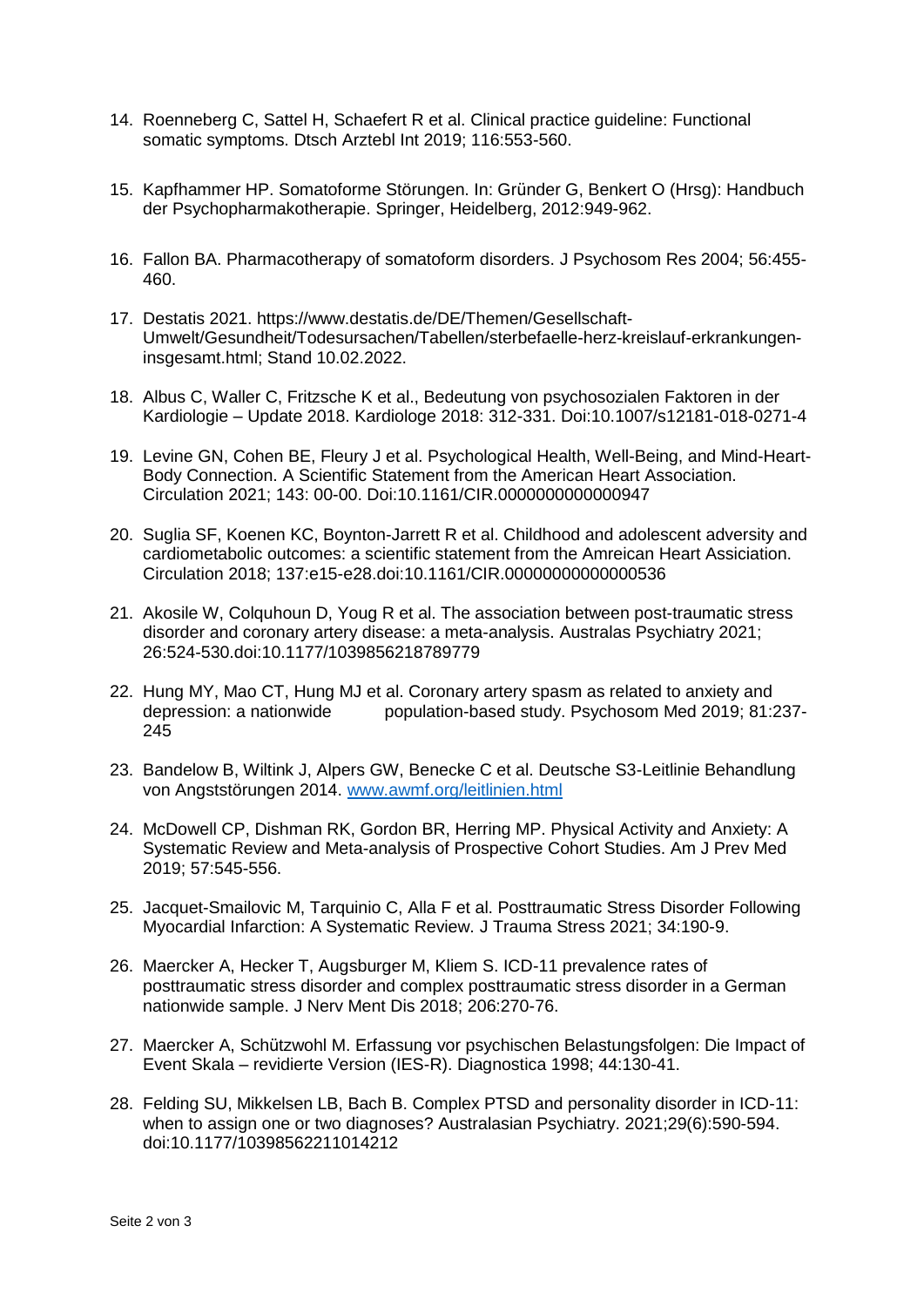14. Roenneberg C, Sattel H, Schaefert R et al. Clinical practice guideline: Functional somatic symptoms. Dtsch Arztebl Int 2019; 116:553-560.

15. Kapfhammer HP. Somatoforme Störungen. In: Gründer G, Benkert O (Hrsg): Handbuch der Psychopharmakotherapie. Springer, Heidelberg, 2012:949-962.

16. Fallon BA. Pharmacotherapy of somatoform disorders. J Psychosom Res 2004; 56:455-460.

17. Destatis 2021. https://www.destatis.de/DE/Themen/Gesellschaft-Umwelt/Gesundheit/Todesursachen/Tabellen/sterbefaelle-herz-kreislauf-erkrankungen-insgesamt.html; Stand 10.02.2022.

18. Albus C, Waller C, Fritzsche K et al., Bedeutung von psychosozialen Faktoren in der Kardiologie – Update 2018. Kardiologe 2018: 312-331. Doi:10.1007/s12181-018-0271-4

19. Levine GN, Cohen BE, Fleury J et al. Psychological Health, Well-Being, and Mind-Heart-Body Connection. A Scientific Statement from the American Heart Association. Circulation 2021; 143: 00-00. Doi:10.1161/CIR.0000000000000947

20. Suglia SF, Koenen KC, Boynton-Jarrett R et al. Childhood and adolescent adversity and cardiometabolic outcomes: a scientific statement from the Amreican Heart Assiciation. Circulation 2018; 137:e15-e28.doi:10.1161/CIR.00000000000000536

21. Akosile W, Colquhoun D, Youg R et al. The association between post-traumatic stress disorder and coronary artery disease: a meta-analysis. Australas Psychiatry 2021; 26:524-530.doi:10.1177/1039856218789779

22. Hung MY, Mao CT, Hung MJ et al. Coronary artery spasm as related to anxiety and depression: a nationwide population-based study. Psychosom Med 2019; 81:237-245

23. Bandelow B, Wiltink J, Alpers GW, Benecke C et al. Deutsche S3-Leitlinie Behandlung von Angststörungen 2014. www.awmf.org/leitlinien.html

24. McDowell CP, Dishman RK, Gordon BR, Herring MP. Physical Activity and Anxiety: A Systematic Review and Meta-analysis of Prospective Cohort Studies. Am J Prev Med 2019; 57:545-556.

25. Jacquet-Smailovic M, Tarquinio C, Alla F et al. Posttraumatic Stress Disorder Following Myocardial Infarction: A Systematic Review. J Trauma Stress 2021; 34:190-9.

26. Maercker A, Hecker T, Augsburger M, Kliem S. ICD-11 prevalence rates of posttraumatic stress disorder and complex posttraumatic stress disorder in a German nationwide sample. J Nerv Ment Dis 2018; 206:270-76.

27. Maercker A, Schützwohl M. Erfassung vor psychischen Belastungsfolgen: Die Impact of Event Skala – revidierte Version (IES-R). Diagnostica 1998; 44:130-41.

28. Felding SU, Mikkelsen LB, Bach B. Complex PTSD and personality disorder in ICD-11: when to assign one or two diagnoses? Australasian Psychiatry. 2021;29(6):590-594. doi:10.1177/10398562211014212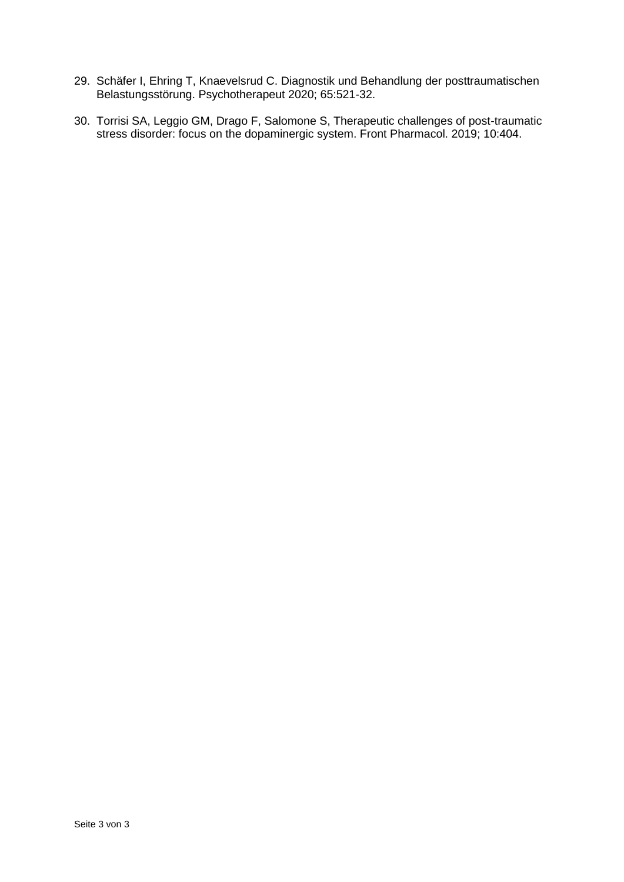29. Schäfer I, Ehring T, Knaevelsrud C. Diagnostik und Behandlung der posttraumatischen Belastungsstörung. Psychotherapeut 2020; 65:521-32.

30. Torrisi SA, Leggio GM, Drago F, Salomone S, Therapeutic challenges of post-traumatic stress disorder: focus on the dopaminergic system. Front Pharmacol. 2019; 10:404.